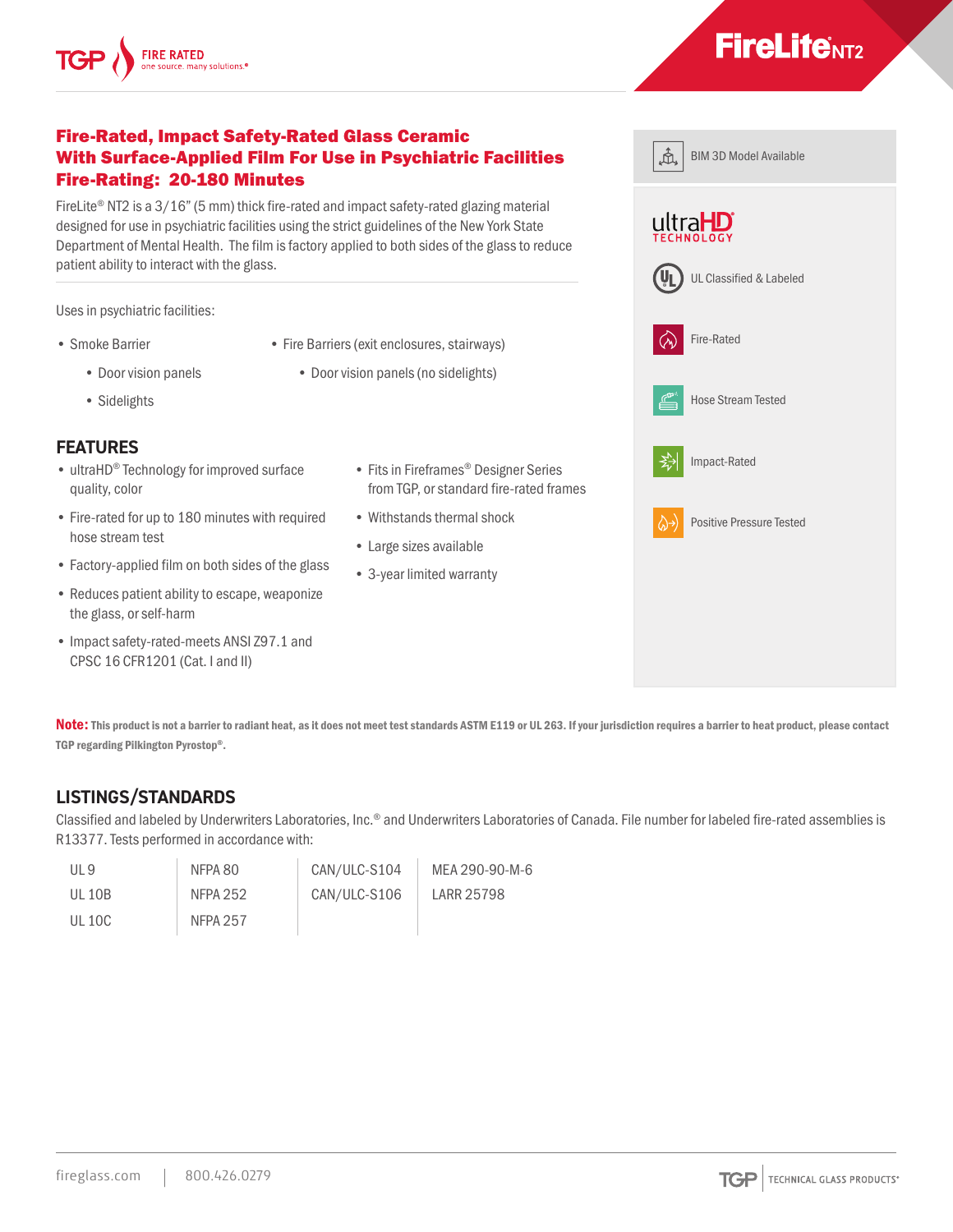TGP FIRE RATED one source. many solutions.®

# FireLite NT2

## Fire-Rated, Impact Safety-Rated Glass Ceramic With Surface-Applied Film For Use in Psychiatric Facilities Fire-Rating: 20-180 Minutes

FireLite® NT2 is a 3/16" (5 mm) thick fire-rated and impact safety-rated glazing material designed for use in psychiatric facilities using the strict guidelines of the New York State Department of Mental Health. The film is factory applied to both sides of the glass to reduce patient ability to interact with the glass.

Uses in psychiatric facilities:

- Smoke Barrier
  - Door vision panels
  - Sidelights
- Fire Barriers (exit enclosures, stairways)
  - Door vision panels (no sidelights)

## FEATURES

- ultraHD® Technology for improved surface quality, color
- Fire-rated for up to 180 minutes with required hose stream test
- Factory-applied film on both sides of the glass
- Reduces patient ability to escape, weaponize the glass, or self-harm
- Impact safety-rated-meets ANSI Z97.1 and CPSC 16 CFR1201 (Cat. I and II)
- Fits in Fireframes® Designer Series from TGP, or standard fire-rated frames
- Withstands thermal shock
- Large sizes available
- 3-year limited warranty

- BIM 3D Model Available
- ultraHD TECHNOLOGY
- UL Classified & Labeled
- Fire-Rated
- Hose Stream Tested
- Impact-Rated
- Positive Pressure Tested

**Note:** **This product is not a barrier to radiant heat, as it does not meet test standards ASTM E119 or UL 263. If your jurisdiction requires a barrier to heat product, please contact TGP regarding Pilkington Pyrostop®.**

## LISTINGS/STANDARDS

Classified and labeled by Underwriters Laboratories, Inc.® and Underwriters Laboratories of Canada. File number for labeled fire-rated assemblies is R13377. Tests performed in accordance with:

| | | | |
|---|---|---|---|
| UL 9 | NFPA 80 | CAN/ULC-S104 | MEA 290-90-M-6 |
| UL 10B | NFPA 252 | CAN/ULC-S106 | LARR 25798 |
| UL 10C | NFPA 257 | | |

fireglass.com | 800.426.0279

TGP TECHNICAL GLASS PRODUCTS®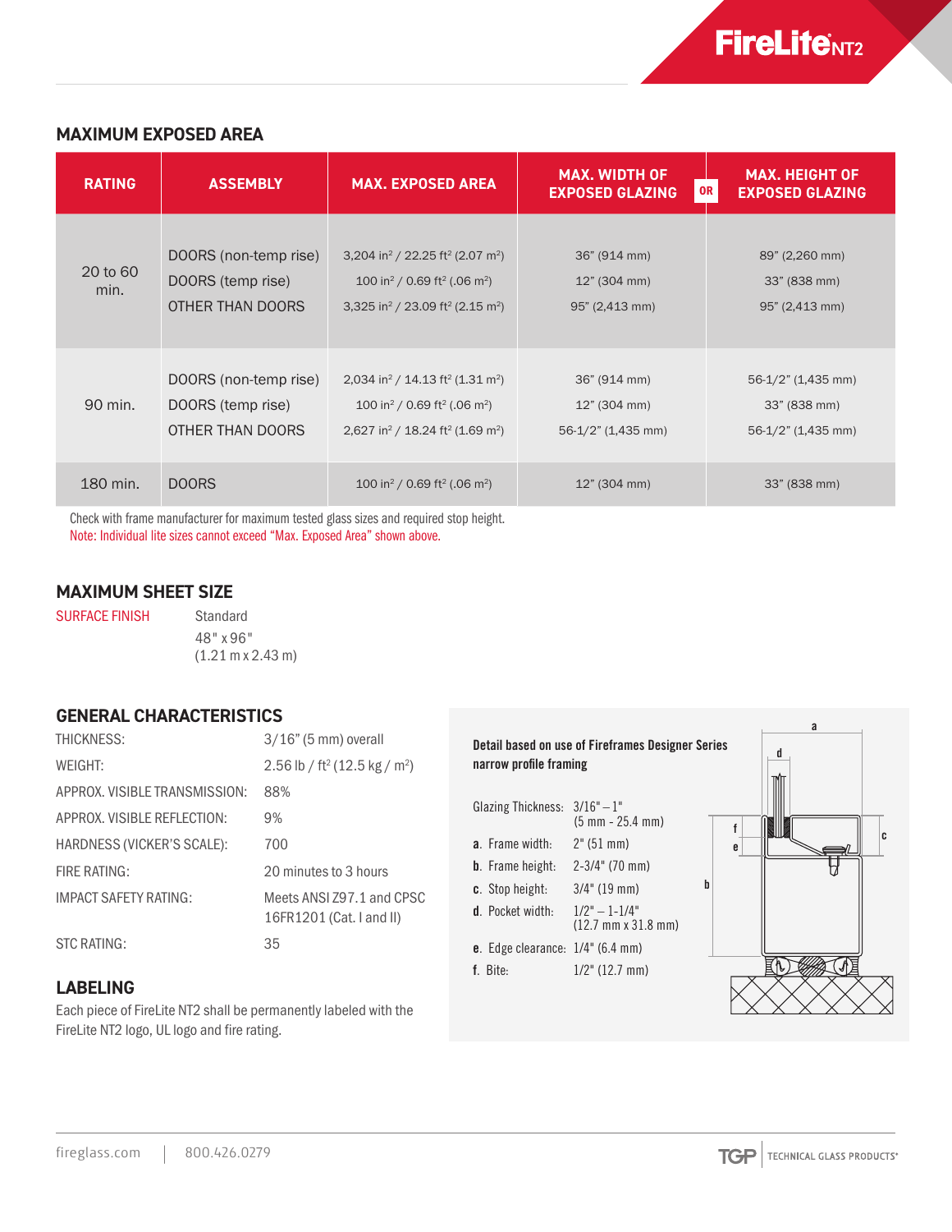## MAXIMUM EXPOSED AREA

| RATING | ASSEMBLY | MAX. EXPOSED AREA | MAX. WIDTH OF EXPOSED GLAZING **OR** | MAX. HEIGHT OF EXPOSED GLAZING |
|---|---|---|---|---|
| 20 to 60 min. | DOORS (non-temp rise) | 3,204 in² / 22.25 ft² (2.07 m²) | 36" (914 mm) | 89" (2,260 mm) |
| | DOORS (temp rise) | 100 in² / 0.69 ft² (.06 m²) | 12" (304 mm) | 33" (838 mm) |
| | OTHER THAN DOORS | 3,325 in² / 23.09 ft² (2.15 m²) | 95" (2,413 mm) | 95" (2,413 mm) |
| 90 min. | DOORS (non-temp rise) | 2,034 in² / 14.13 ft² (1.31 m²) | 36" (914 mm) | 56-1/2" (1,435 mm) |
| | DOORS (temp rise) | 100 in² / 0.69 ft² (.06 m²) | 12" (304 mm) | 33" (838 mm) |
| | OTHER THAN DOORS | 2,627 in² / 18.24 ft² (1.69 m²) | 56-1/2" (1,435 mm) | 56-1/2" (1,435 mm) |
| 180 min. | DOORS | 100 in² / 0.69 ft² (.06 m²) | 12" (304 mm) | 33" (838 mm) |

Check with frame manufacturer for maximum tested glass sizes and required stop height.
Note: Individual lite sizes cannot exceed "Max. Exposed Area" shown above.

## MAXIMUM SHEET SIZE

| SURFACE FINISH | Standard |
|---|---|
| | 48" x 96" (1.21 m x 2.43 m) |

## GENERAL CHARACTERISTICS

| | |
|---|---|
| THICKNESS: | 3/16" (5 mm) overall |
| WEIGHT: | 2.56 lb / ft² (12.5 kg / m²) |
| APPROX. VISIBLE TRANSMISSION: | 88% |
| APPROX. VISIBLE REFLECTION: | 9% |
| HARDNESS (VICKER'S SCALE): | 700 |
| FIRE RATING: | 20 minutes to 3 hours |
| IMPACT SAFETY RATING: | Meets ANSI Z97.1 and CPSC 16FR1201 (Cat. I and II) |
| STC RATING: | 35 |

## LABELING

Each piece of FireLite NT2 shall be permanently labeled with the FireLite NT2 logo, UL logo and fire rating.

**Detail based on use of Fireframes Designer Series narrow profile framing**

| | |
|---|---|
| Glazing Thickness: | 3/16" – 1" (5 mm - 25.4 mm) |
| **a.** Frame width: | 2" (51 mm) |
| **b.** Frame height: | 2-3/4" (70 mm) |
| **c.** Stop height: | 3/4" (19 mm) |
| **d.** Pocket width: | 1/2" – 1-1/4" (12.7 mm x 31.8 mm) |
| **e.** Edge clearance: | 1/4" (6.4 mm) |
| **f.** Bite: | 1/2" (12.7 mm) |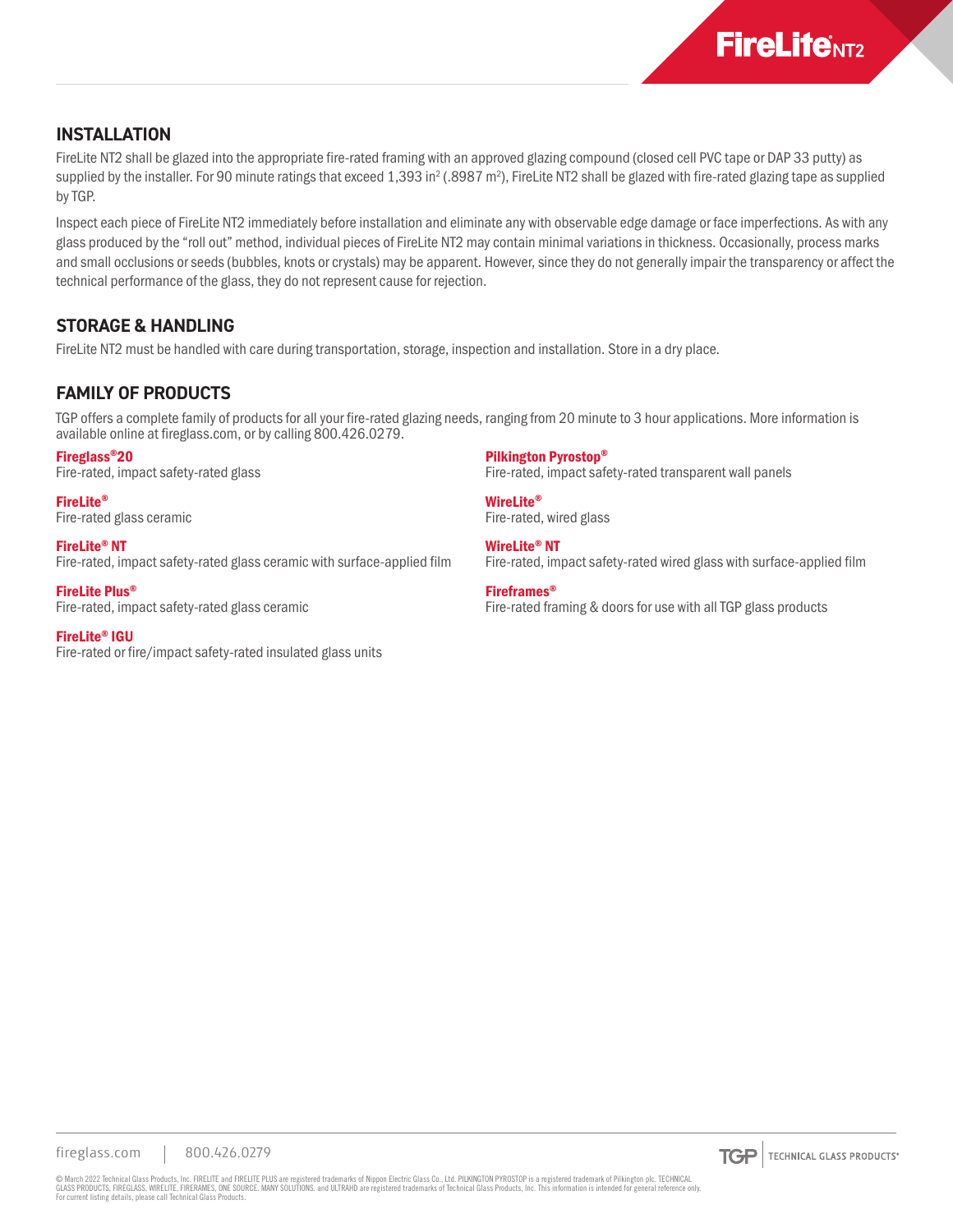## INSTALLATION

FireLite NT2 shall be glazed into the appropriate fire-rated framing with an approved glazing compound (closed cell PVC tape or DAP 33 putty) as supplied by the installer. For 90 minute ratings that exceed 1,393 $in^2$ (.8987 $m^2$), FireLite NT2 shall be glazed with fire-rated glazing tape as supplied by TGP.

Inspect each piece of FireLite NT2 immediately before installation and eliminate any with observable edge damage or face imperfections. As with any glass produced by the "roll out" method, individual pieces of FireLite NT2 may contain minimal variations in thickness. Occasionally, process marks and small occlusions or seeds (bubbles, knots or crystals) may be apparent. However, since they do not generally impair the transparency or affect the technical performance of the glass, they do not represent cause for rejection.

## STORAGE & HANDLING

FireLite NT2 must be handled with care during transportation, storage, inspection and installation. Store in a dry place.

## FAMILY OF PRODUCTS

TGP offers a complete family of products for all your fire-rated glazing needs, ranging from 20 minute to 3 hour applications. More information is available online at fireglass.com, or by calling 800.426.0279.

**Fireglass®20**
Fire-rated, impact safety-rated glass

**FireLite®**
Fire-rated glass ceramic

**FireLite® NT**
Fire-rated, impact safety-rated glass ceramic with surface-applied film

**FireLite Plus®**
Fire-rated, impact safety-rated glass ceramic

**FireLite® IGU**
Fire-rated or fire/impact safety-rated insulated glass units

**Pilkington Pyrostop®**
Fire-rated, impact safety-rated transparent wall panels

**WireLite®**
Fire-rated, wired glass

**WireLite® NT**
Fire-rated, impact safety-rated wired glass with surface-applied film

**Fireframes®**
Fire-rated framing & doors for use with all TGP glass products

fireglass.com | 800.426.0279

TGP | TECHNICAL GLASS PRODUCTS®

© March 2022 Technical Glass Products, Inc. FIRELITE and FIRELITE PLUS are registered trademarks of Nippon Electric Glass Co., Ltd. PILKINGTON PYROSTOP is a registered trademark of Pilkington plc. TECHNICAL GLASS PRODUCTS, FIREGLASS, WIRELITE, FIRERAMES, ONE SOURCE. MANY SOLUTIONS. and ULTRAHD are registered trademarks of Technical Glass Products, Inc. This information is intended for general reference only. For current listing details, please call Technical Glass Products.